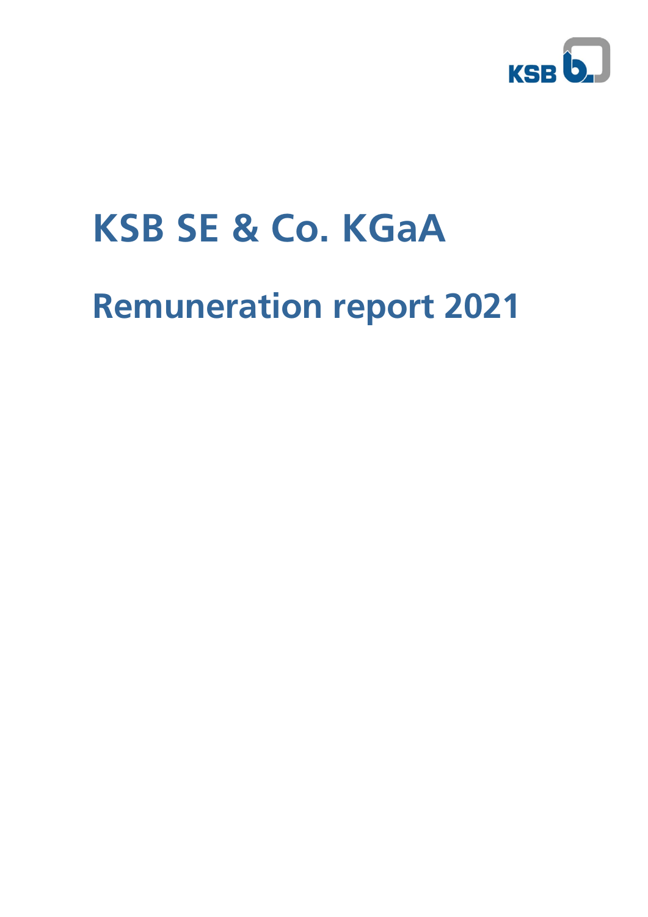# KSB SE & Co. KGaA

## Remuneration report 2021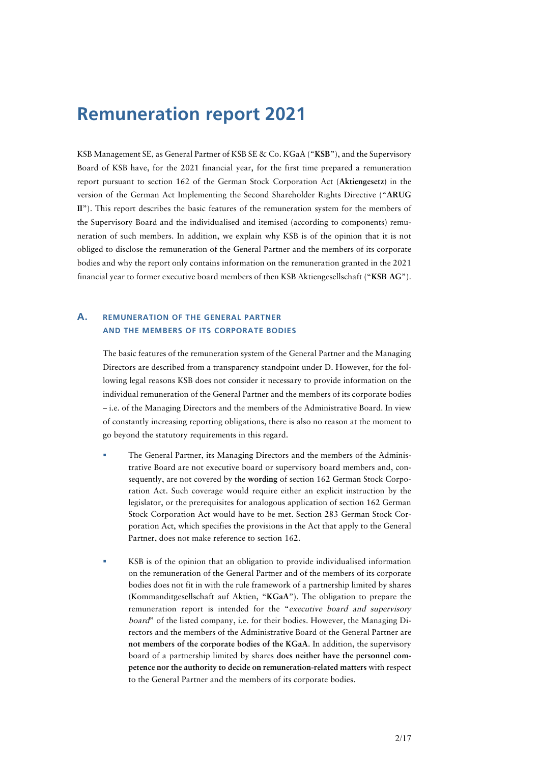# Remuneration report 2021

KSB Management SE, as General Partner of KSB SE & Co. KGaA ("**KSB**"), and the Supervisory Board of KSB have, for the 2021 financial year, for the first time prepared a remuneration report pursuant to section 162 of the German Stock Corporation Act (**Aktiengesetz**) in the version of the German Act Implementing the Second Shareholder Rights Directive ("**ARUG II**"). This report describes the basic features of the remuneration system for the members of the Supervisory Board and the individualised and itemised (according to components) remuneration of such members. In addition, we explain why KSB is of the opinion that it is not obliged to disclose the remuneration of the General Partner and the members of its corporate bodies and why the report only contains information on the remuneration granted in the 2021 financial year to former executive board members of then KSB Aktiengesellschaft ("**KSB AG**").

## A. REMUNERATION OF THE GENERAL PARTNER AND THE MEMBERS OF ITS CORPORATE BODIES

The basic features of the remuneration system of the General Partner and the Managing Directors are described from a transparency standpoint under D. However, for the following legal reasons KSB does not consider it necessary to provide information on the individual remuneration of the General Partner and the members of its corporate bodies – i.e. of the Managing Directors and the members of the Administrative Board. In view of constantly increasing reporting obligations, there is also no reason at the moment to go beyond the statutory requirements in this regard.

- The General Partner, its Managing Directors and the members of the Administrative Board are not executive board or supervisory board members and, consequently, are not covered by the **wording** of section 162 German Stock Corporation Act. Such coverage would require either an explicit instruction by the legislator, or the prerequisites for analogous application of section 162 German Stock Corporation Act would have to be met. Section 283 German Stock Corporation Act, which specifies the provisions in the Act that apply to the General Partner, does not make reference to section 162.

- KSB is of the opinion that an obligation to provide individualised information on the remuneration of the General Partner and of the members of its corporate bodies does not fit in with the rule framework of a partnership limited by shares (Kommanditgesellschaft auf Aktien, "**KGaA**"). The obligation to prepare the remuneration report is intended for the "*executive board and supervisory board*" of the listed company, i.e. for their bodies. However, the Managing Directors and the members of the Administrative Board of the General Partner are **not members of the corporate bodies of the KGaA**. In addition, the supervisory board of a partnership limited by shares **does neither have the personnel competence nor the authority to decide on remuneration-related matters** with respect to the General Partner and the members of its corporate bodies.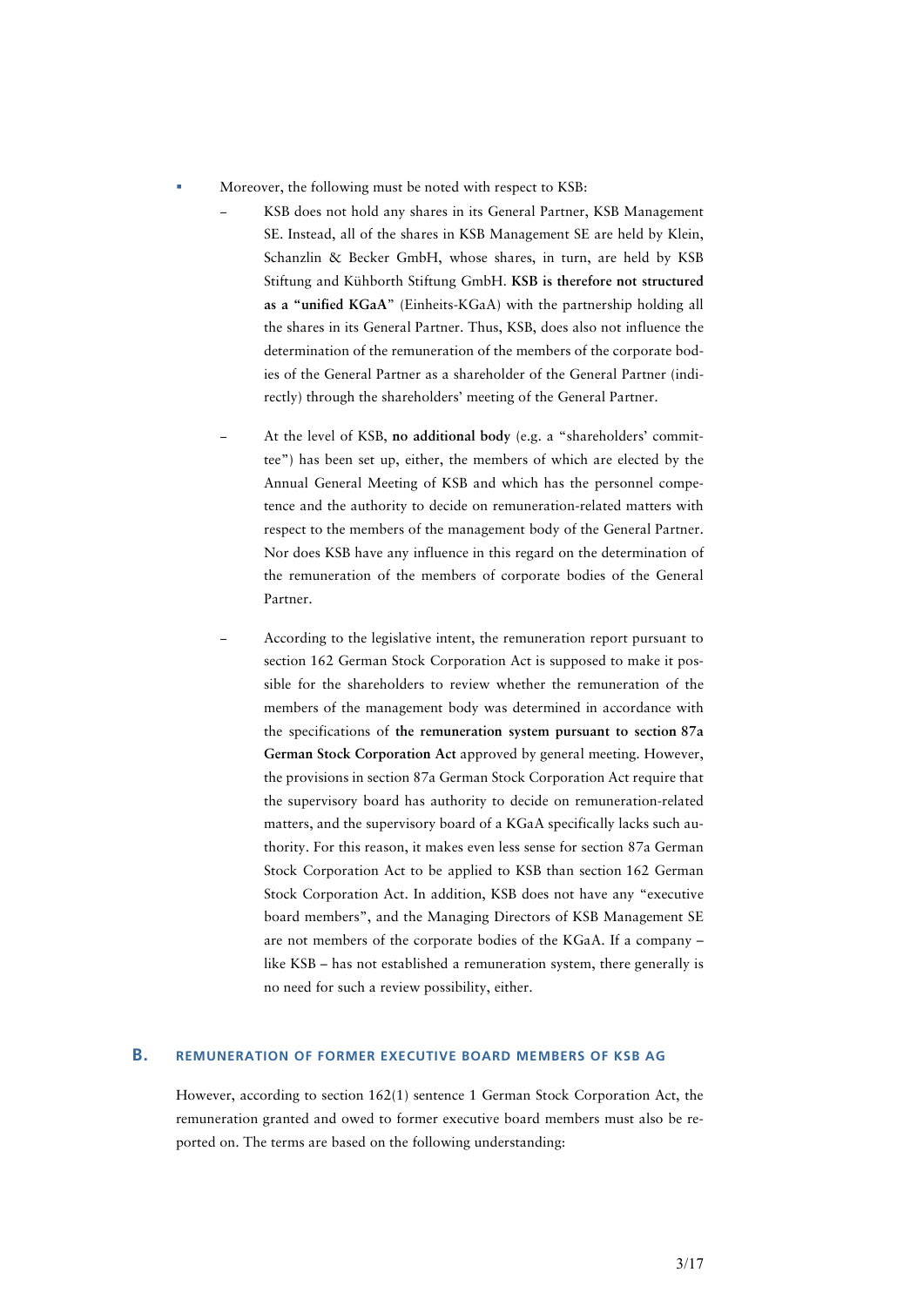- Moreover, the following must be noted with respect to KSB:
  - KSB does not hold any shares in its General Partner, KSB Management SE. Instead, all of the shares in KSB Management SE are held by Klein, Schanzlin & Becker GmbH, whose shares, in turn, are held by KSB Stiftung and Kühborth Stiftung GmbH. **KSB is therefore not structured as a "unified KGaA"** (Einheits-KGaA) with the partnership holding all the shares in its General Partner. Thus, KSB, does also not influence the determination of the remuneration of the members of the corporate bodies of the General Partner as a shareholder of the General Partner (indirectly) through the shareholders' meeting of the General Partner.
  - At the level of KSB, **no additional body** (e.g. a "shareholders' committee") has been set up, either, the members of which are elected by the Annual General Meeting of KSB and which has the personnel competence and the authority to decide on remuneration-related matters with respect to the members of the management body of the General Partner. Nor does KSB have any influence in this regard on the determination of the remuneration of the members of corporate bodies of the General Partner.
  - According to the legislative intent, the remuneration report pursuant to section 162 German Stock Corporation Act is supposed to make it possible for the shareholders to review whether the remuneration of the members of the management body was determined in accordance with the specifications of **the remuneration system pursuant to section 87a German Stock Corporation Act** approved by general meeting. However, the provisions in section 87a German Stock Corporation Act require that the supervisory board has authority to decide on remuneration-related matters, and the supervisory board of a KGaA specifically lacks such authority. For this reason, it makes even less sense for section 87a German Stock Corporation Act to be applied to KSB than section 162 German Stock Corporation Act. In addition, KSB does not have any "executive board members", and the Managing Directors of KSB Management SE are not members of the corporate bodies of the KGaA. If a company – like KSB – has not established a remuneration system, there generally is no need for such a review possibility, either.

## B. REMUNERATION OF FORMER EXECUTIVE BOARD MEMBERS OF KSB AG

However, according to section 162(1) sentence 1 German Stock Corporation Act, the remuneration granted and owed to former executive board members must also be reported on. The terms are based on the following understanding: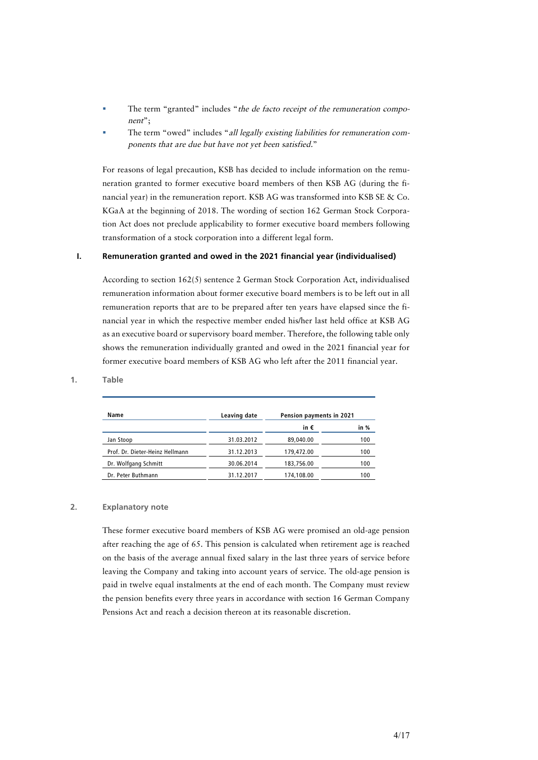- The term "granted" includes "*the de facto receipt of the remuneration component*";
- The term "owed" includes "*all legally existing liabilities for remuneration components that are due but have not yet been satisfied.*"

For reasons of legal precaution, KSB has decided to include information on the remuneration granted to former executive board members of then KSB AG (during the financial year) in the remuneration report. KSB AG was transformed into KSB SE & Co. KGaA at the beginning of 2018. The wording of section 162 German Stock Corporation Act does not preclude applicability to former executive board members following transformation of a stock corporation into a different legal form.

## I. Remuneration granted and owed in the 2021 financial year (individualised)

According to section 162(5) sentence 2 German Stock Corporation Act, individualised remuneration information about former executive board members is to be left out in all remuneration reports that are to be prepared after ten years have elapsed since the financial year in which the respective member ended his/her last held office at KSB AG as an executive board or supervisory board member. Therefore, the following table only shows the remuneration individually granted and owed in the 2021 financial year for former executive board members of KSB AG who left after the 2011 financial year.

### 1. Table

| Name | Leaving date | Pension payments in 2021 | |
|---|---|---|---|
| | | in € | in % |
| Jan Stoop | 31.03.2012 | 89,040.00 | 100 |
| Prof. Dr. Dieter-Heinz Hellmann | 31.12.2013 | 179,472.00 | 100 |
| Dr. Wolfgang Schmitt | 30.06.2014 | 183,756.00 | 100 |
| Dr. Peter Buthmann | 31.12.2017 | 174,108.00 | 100 |

### 2. Explanatory note

These former executive board members of KSB AG were promised an old-age pension after reaching the age of 65. This pension is calculated when retirement age is reached on the basis of the average annual fixed salary in the last three years of service before leaving the Company and taking into account years of service. The old-age pension is paid in twelve equal instalments at the end of each month. The Company must review the pension benefits every three years in accordance with section 16 German Company Pensions Act and reach a decision thereon at its reasonable discretion.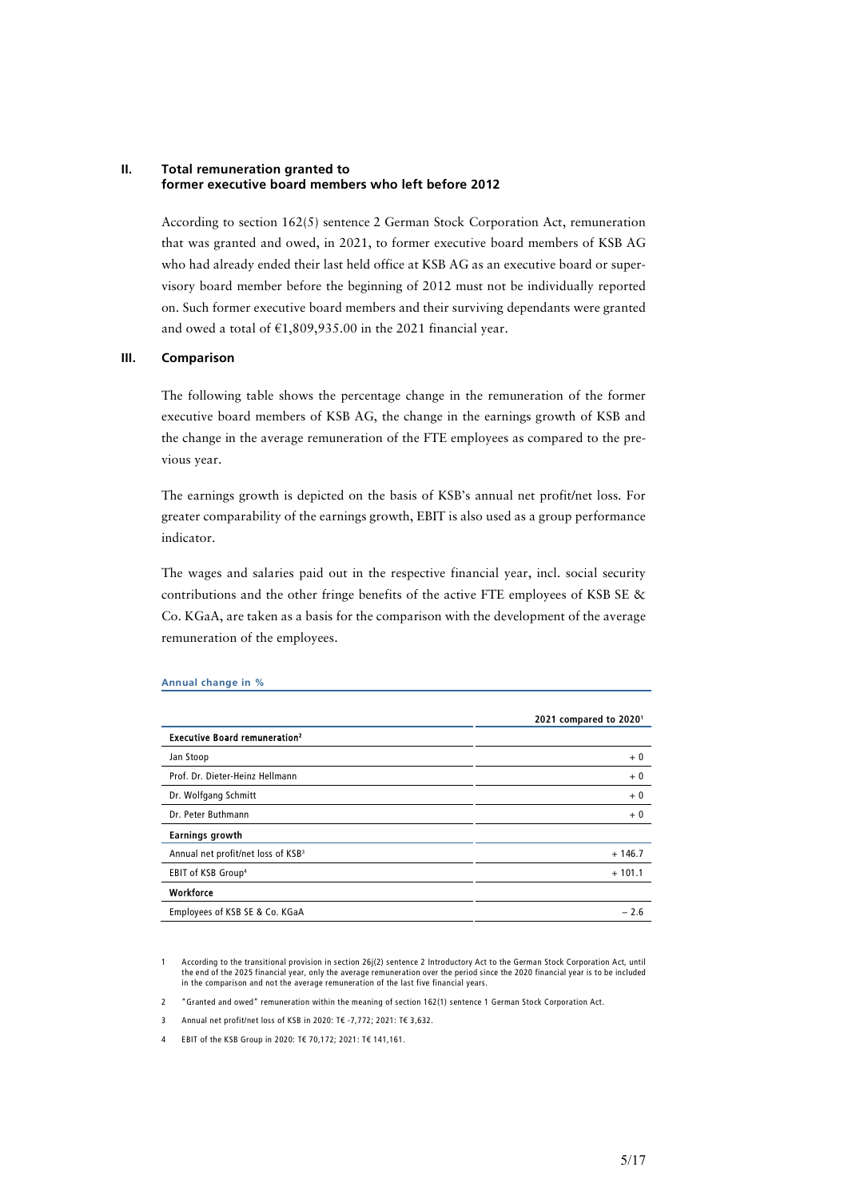## II. Total remuneration granted to former executive board members who left before 2012

According to section 162(5) sentence 2 German Stock Corporation Act, remuneration that was granted and owed, in 2021, to former executive board members of KSB AG who had already ended their last held office at KSB AG as an executive board or supervisory board member before the beginning of 2012 must not be individually reported on. Such former executive board members and their surviving dependants were granted and owed a total of €1,809,935.00 in the 2021 financial year.

## III. Comparison

The following table shows the percentage change in the remuneration of the former executive board members of KSB AG, the change in the earnings growth of KSB and the change in the average remuneration of the FTE employees as compared to the previous year.

The earnings growth is depicted on the basis of KSB's annual net profit/net loss. For greater comparability of the earnings growth, EBIT is also used as a group performance indicator.

The wages and salaries paid out in the respective financial year, incl. social security contributions and the other fringe benefits of the active FTE employees of KSB SE & Co. KGaA, are taken as a basis for the comparison with the development of the average remuneration of the employees.

**Annual change in %**

| | 2021 compared to 2020[1] |
|---|---|
| **Executive Board remuneration[2]** | |
| Jan Stoop | + 0 |
| Prof. Dr. Dieter-Heinz Hellmann | + 0 |
| Dr. Wolfgang Schmitt | + 0 |
| Dr. Peter Buthmann | + 0 |
| **Earnings growth** | |
| Annual net profit/net loss of KSB[3] | + 146.7 |
| EBIT of KSB Group[4] | + 101.1 |
| **Workforce** | |
| Employees of KSB SE & Co. KGaA | – 2.6 |

1 According to the transitional provision in section 26j(2) sentence 2 Introductory Act to the German Stock Corporation Act, until the end of the 2025 financial year, only the average remuneration over the period since the 2020 financial year is to be included in the comparison and not the average remuneration of the last five financial years.

2 "Granted and owed" remuneration within the meaning of section 162(1) sentence 1 German Stock Corporation Act.

3 Annual net profit/net loss of KSB in 2020: T€ -7,772; 2021: T€ 3,632.

4 EBIT of the KSB Group in 2020: T€ 70,172; 2021: T€ 141,161.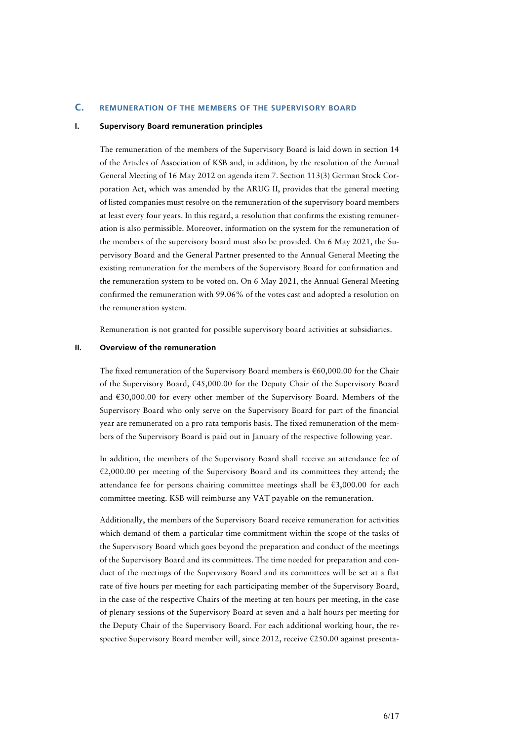## C. REMUNERATION OF THE MEMBERS OF THE SUPERVISORY BOARD

### I. Supervisory Board remuneration principles

The remuneration of the members of the Supervisory Board is laid down in section 14 of the Articles of Association of KSB and, in addition, by the resolution of the Annual General Meeting of 16 May 2012 on agenda item 7. Section 113(3) German Stock Corporation Act, which was amended by the ARUG II, provides that the general meeting of listed companies must resolve on the remuneration of the supervisory board members at least every four years. In this regard, a resolution that confirms the existing remuneration is also permissible. Moreover, information on the system for the remuneration of the members of the supervisory board must also be provided. On 6 May 2021, the Supervisory Board and the General Partner presented to the Annual General Meeting the existing remuneration for the members of the Supervisory Board for confirmation and the remuneration system to be voted on. On 6 May 2021, the Annual General Meeting confirmed the remuneration with 99.06% of the votes cast and adopted a resolution on the remuneration system.

Remuneration is not granted for possible supervisory board activities at subsidiaries.

### II. Overview of the remuneration

The fixed remuneration of the Supervisory Board members is €60,000.00 for the Chair of the Supervisory Board, €45,000.00 for the Deputy Chair of the Supervisory Board and €30,000.00 for every other member of the Supervisory Board. Members of the Supervisory Board who only serve on the Supervisory Board for part of the financial year are remunerated on a pro rata temporis basis. The fixed remuneration of the members of the Supervisory Board is paid out in January of the respective following year.

In addition, the members of the Supervisory Board shall receive an attendance fee of €2,000.00 per meeting of the Supervisory Board and its committees they attend; the attendance fee for persons chairing committee meetings shall be €3,000.00 for each committee meeting. KSB will reimburse any VAT payable on the remuneration.

Additionally, the members of the Supervisory Board receive remuneration for activities which demand of them a particular time commitment within the scope of the tasks of the Supervisory Board which goes beyond the preparation and conduct of the meetings of the Supervisory Board and its committees. The time needed for preparation and conduct of the meetings of the Supervisory Board and its committees will be set at a flat rate of five hours per meeting for each participating member of the Supervisory Board, in the case of the respective Chairs of the meeting at ten hours per meeting, in the case of plenary sessions of the Supervisory Board at seven and a half hours per meeting for the Deputy Chair of the Supervisory Board. For each additional working hour, the respective Supervisory Board member will, since 2012, receive €250.00 against presenta-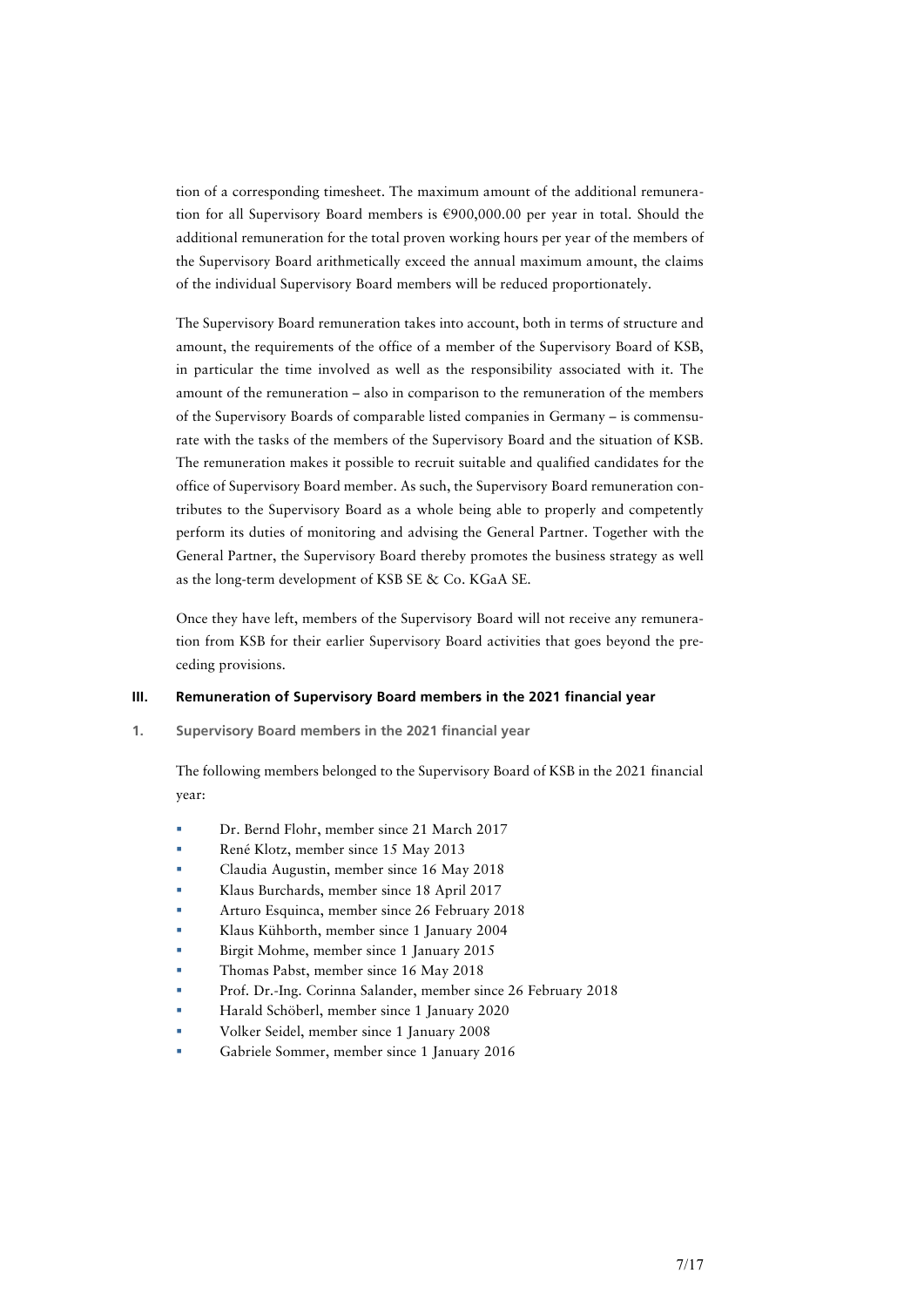tion of a corresponding timesheet. The maximum amount of the additional remuneration for all Supervisory Board members is €900,000.00 per year in total. Should the additional remuneration for the total proven working hours per year of the members of the Supervisory Board arithmetically exceed the annual maximum amount, the claims of the individual Supervisory Board members will be reduced proportionately.

The Supervisory Board remuneration takes into account, both in terms of structure and amount, the requirements of the office of a member of the Supervisory Board of KSB, in particular the time involved as well as the responsibility associated with it. The amount of the remuneration – also in comparison to the remuneration of the members of the Supervisory Boards of comparable listed companies in Germany – is commensurate with the tasks of the members of the Supervisory Board and the situation of KSB. The remuneration makes it possible to recruit suitable and qualified candidates for the office of Supervisory Board member. As such, the Supervisory Board remuneration contributes to the Supervisory Board as a whole being able to properly and competently perform its duties of monitoring and advising the General Partner. Together with the General Partner, the Supervisory Board thereby promotes the business strategy as well as the long-term development of KSB SE & Co. KGaA SE.

Once they have left, members of the Supervisory Board will not receive any remuneration from KSB for their earlier Supervisory Board activities that goes beyond the preceding provisions.

## III. Remuneration of Supervisory Board members in the 2021 financial year

### 1. Supervisory Board members in the 2021 financial year

The following members belonged to the Supervisory Board of KSB in the 2021 financial year:

- Dr. Bernd Flohr, member since 21 March 2017
- René Klotz, member since 15 May 2013
- Claudia Augustin, member since 16 May 2018
- Klaus Burchards, member since 18 April 2017
- Arturo Esquinca, member since 26 February 2018
- Klaus Kühborth, member since 1 January 2004
- Birgit Mohme, member since 1 January 2015
- Thomas Pabst, member since 16 May 2018
- Prof. Dr.-Ing. Corinna Salander, member since 26 February 2018
- Harald Schöberl, member since 1 January 2020
- Volker Seidel, member since 1 January 2008
- Gabriele Sommer, member since 1 January 2016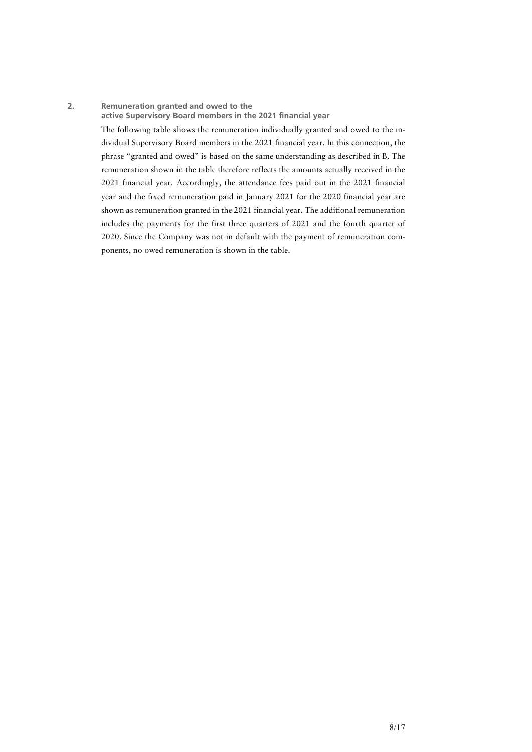## 2. Remuneration granted and owed to the active Supervisory Board members in the 2021 financial year

The following table shows the remuneration individually granted and owed to the individual Supervisory Board members in the 2021 financial year. In this connection, the phrase "granted and owed" is based on the same understanding as described in B. The remuneration shown in the table therefore reflects the amounts actually received in the 2021 financial year. Accordingly, the attendance fees paid out in the 2021 financial year and the fixed remuneration paid in January 2021 for the 2020 financial year are shown as remuneration granted in the 2021 financial year. The additional remuneration includes the payments for the first three quarters of 2021 and the fourth quarter of 2020. Since the Company was not in default with the payment of remuneration components, no owed remuneration is shown in the table.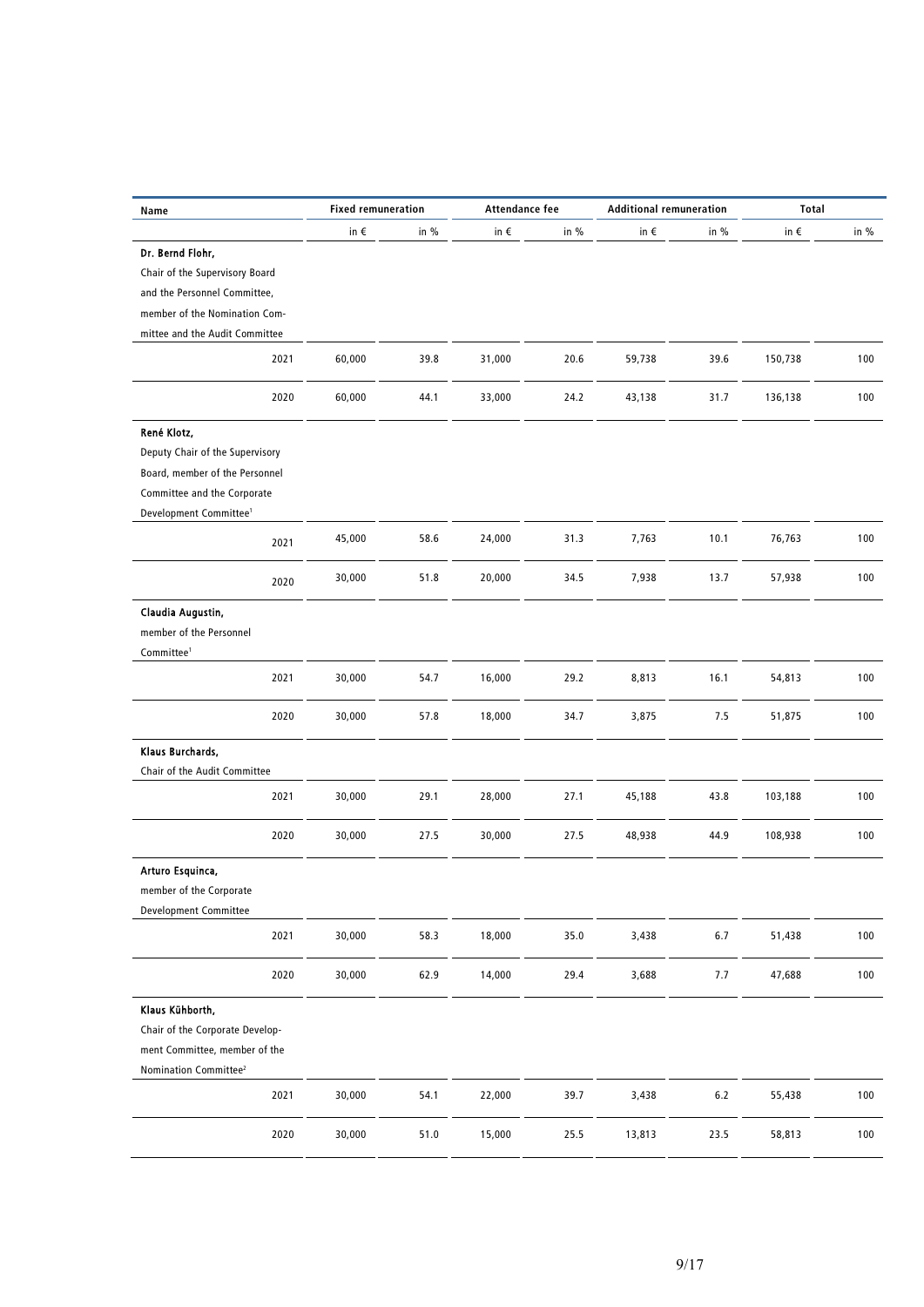| Name | Fixed remuneration | | Attendance fee | | Additional remuneration | | Total | |
|---|---|---|---|---|---|---|---|---|
| | in € | in % | in € | in % | in € | in % | in € | in % |
| **Dr. Bernd Flohr,** Chair of the Supervisory Board and the Personnel Committee, member of the Nomination Committee and the Audit Committee | | | | | | | | |
| 2021 | 60,000 | 39.8 | 31,000 | 20.6 | 59,738 | 39.6 | 150,738 | 100 |
| 2020 | 60,000 | 44.1 | 33,000 | 24.2 | 43,138 | 31.7 | 136,138 | 100 |
| **René Klotz,** Deputy Chair of the Supervisory Board, member of the Personnel Committee and the Corporate Development Committee[1] | | | | | | | | |
| 2021 | 45,000 | 58.6 | 24,000 | 31.3 | 7,763 | 10.1 | 76,763 | 100 |
| 2020 | 30,000 | 51.8 | 20,000 | 34.5 | 7,938 | 13.7 | 57,938 | 100 |
| **Claudia Augustin,** member of the Personnel Committee[1] | | | | | | | | |
| 2021 | 30,000 | 54.7 | 16,000 | 29.2 | 8,813 | 16.1 | 54,813 | 100 |
| 2020 | 30,000 | 57.8 | 18,000 | 34.7 | 3,875 | 7.5 | 51,875 | 100 |
| **Klaus Burchards,** Chair of the Audit Committee | | | | | | | | |
| 2021 | 30,000 | 29.1 | 28,000 | 27.1 | 45,188 | 43.8 | 103,188 | 100 |
| 2020 | 30,000 | 27.5 | 30,000 | 27.5 | 48,938 | 44.9 | 108,938 | 100 |
| **Arturo Esquinca,** member of the Corporate Development Committee | | | | | | | | |
| 2021 | 30,000 | 58.3 | 18,000 | 35.0 | 3,438 | 6.7 | 51,438 | 100 |
| 2020 | 30,000 | 62.9 | 14,000 | 29.4 | 3,688 | 7.7 | 47,688 | 100 |
| **Klaus Kühborth,** Chair of the Corporate Development Committee, member of the Nomination Committee[2] | | | | | | | | |
| 2021 | 30,000 | 54.1 | 22,000 | 39.7 | 3,438 | 6.2 | 55,438 | 100 |
| 2020 | 30,000 | 51.0 | 15,000 | 25.5 | 13,813 | 23.5 | 58,813 | 100 |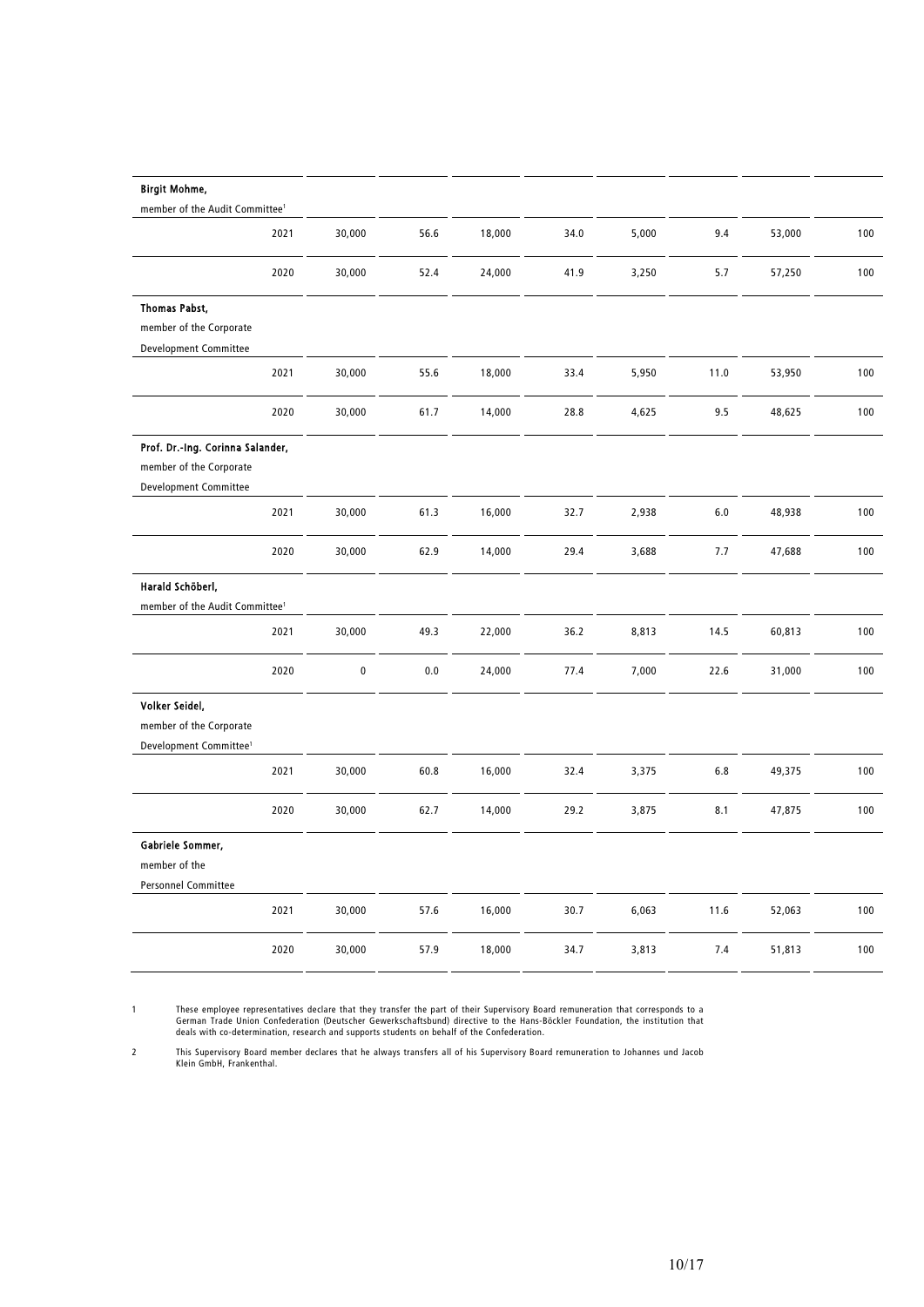| | | | | | | | | |
|---|---|---|---|---|---|---|---|---|
| **Birgit Mohme,** member of the Audit Committee[1] | | | | | | | | |
| 2021 | 30,000 | 56.6 | 18,000 | 34.0 | 5,000 | 9.4 | 53,000 | 100 |
| 2020 | 30,000 | 52.4 | 24,000 | 41.9 | 3,250 | 5.7 | 57,250 | 100 |
| **Thomas Pabst,** member of the Corporate Development Committee | | | | | | | | |
| 2021 | 30,000 | 55.6 | 18,000 | 33.4 | 5,950 | 11.0 | 53,950 | 100 |
| 2020 | 30,000 | 61.7 | 14,000 | 28.8 | 4,625 | 9.5 | 48,625 | 100 |
| **Prof. Dr.-Ing. Corinna Salander,** member of the Corporate Development Committee | | | | | | | | |
| 2021 | 30,000 | 61.3 | 16,000 | 32.7 | 2,938 | 6.0 | 48,938 | 100 |
| 2020 | 30,000 | 62.9 | 14,000 | 29.4 | 3,688 | 7.7 | 47,688 | 100 |
| **Harald Schöberl,** member of the Audit Committee[1] | | | | | | | | |
| 2021 | 30,000 | 49.3 | 22,000 | 36.2 | 8,813 | 14.5 | 60,813 | 100 |
| 2020 | 0 | 0.0 | 24,000 | 77.4 | 7,000 | 22.6 | 31,000 | 100 |
| **Volker Seidel,** member of the Corporate Development Committee[1] | | | | | | | | |
| 2021 | 30,000 | 60.8 | 16,000 | 32.4 | 3,375 | 6.8 | 49,375 | 100 |
| 2020 | 30,000 | 62.7 | 14,000 | 29.2 | 3,875 | 8.1 | 47,875 | 100 |
| **Gabriele Sommer,** member of the Personnel Committee | | | | | | | | |
| 2021 | 30,000 | 57.6 | 16,000 | 30.7 | 6,063 | 11.6 | 52,063 | 100 |
| 2020 | 30,000 | 57.9 | 18,000 | 34.7 | 3,813 | 7.4 | 51,813 | 100 |

1 These employee representatives declare that they transfer the part of their Supervisory Board remuneration that corresponds to a German Trade Union Confederation (Deutscher Gewerkschaftsbund) directive to the Hans-Böckler Foundation, the institution that deals with co-determination, research and supports students on behalf of the Confederation.

2 This Supervisory Board member declares that he always transfers all of his Supervisory Board remuneration to Johannes und Jacob Klein GmbH, Frankenthal.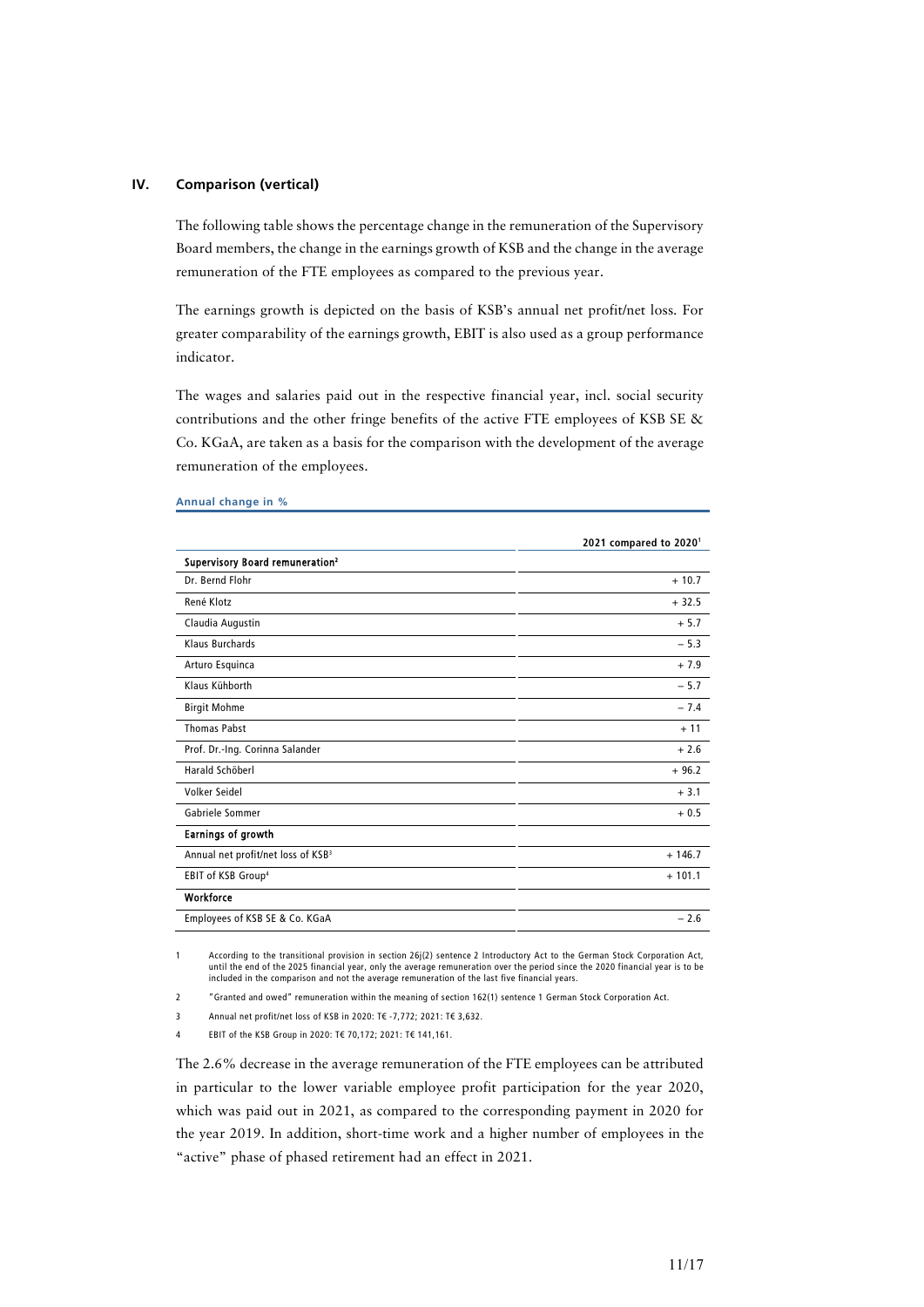## IV. Comparison (vertical)

The following table shows the percentage change in the remuneration of the Supervisory Board members, the change in the earnings growth of KSB and the change in the average remuneration of the FTE employees as compared to the previous year.

The earnings growth is depicted on the basis of KSB's annual net profit/net loss. For greater comparability of the earnings growth, EBIT is also used as a group performance indicator.

The wages and salaries paid out in the respective financial year, incl. social security contributions and the other fringe benefits of the active FTE employees of KSB SE & Co. KGaA, are taken as a basis for the comparison with the development of the average remuneration of the employees.

**Annual change in %**

| | 2021 compared to 2020[1] |
|---|---|
| **Supervisory Board remuneration[2]** | |
| Dr. Bernd Flohr | + 10.7 |
| René Klotz | + 32.5 |
| Claudia Augustin | + 5.7 |
| Klaus Burchards | – 5.3 |
| Arturo Esquinca | + 7.9 |
| Klaus Kühborth | – 5.7 |
| Birgit Mohme | – 7.4 |
| Thomas Pabst | + 11 |
| Prof. Dr.-Ing. Corinna Salander | + 2.6 |
| Harald Schöberl | + 96.2 |
| Volker Seidel | + 3.1 |
| Gabriele Sommer | + 0.5 |
| **Earnings of growth** | |
| Annual net profit/net loss of KSB[3] | + 146.7 |
| EBIT of KSB Group[4] | + 101.1 |
| **Workforce** | |
| Employees of KSB SE & Co. KGaA | – 2.6 |

1 According to the transitional provision in section 26j(2) sentence 2 Introductory Act to the German Stock Corporation Act, until the end of the 2025 financial year, only the average remuneration over the period since the 2020 financial year is to be included in the comparison and not the average remuneration of the last five financial years.

2 "Granted and owed" remuneration within the meaning of section 162(1) sentence 1 German Stock Corporation Act.

3 Annual net profit/net loss of KSB in 2020: T€ -7,772; 2021: T€ 3,632.

4 EBIT of the KSB Group in 2020: T€ 70,172; 2021: T€ 141,161.

The 2.6% decrease in the average remuneration of the FTE employees can be attributed in particular to the lower variable employee profit participation for the year 2020, which was paid out in 2021, as compared to the corresponding payment in 2020 for the year 2019. In addition, short-time work and a higher number of employees in the "active" phase of phased retirement had an effect in 2021.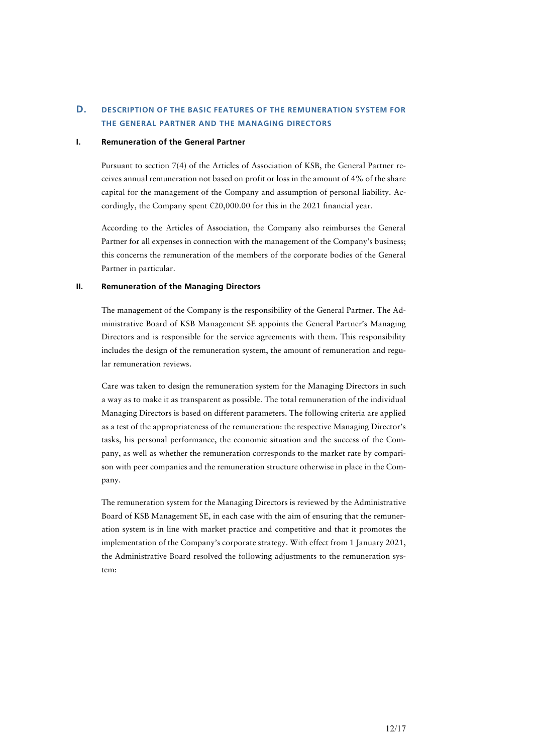## D. DESCRIPTION OF THE BASIC FEATURES OF THE REMUNERATION SYSTEM FOR THE GENERAL PARTNER AND THE MANAGING DIRECTORS

### I. Remuneration of the General Partner

Pursuant to section 7(4) of the Articles of Association of KSB, the General Partner receives annual remuneration not based on profit or loss in the amount of 4% of the share capital for the management of the Company and assumption of personal liability. Accordingly, the Company spent €20,000.00 for this in the 2021 financial year.

According to the Articles of Association, the Company also reimburses the General Partner for all expenses in connection with the management of the Company's business; this concerns the remuneration of the members of the corporate bodies of the General Partner in particular.

### II. Remuneration of the Managing Directors

The management of the Company is the responsibility of the General Partner. The Administrative Board of KSB Management SE appoints the General Partner's Managing Directors and is responsible for the service agreements with them. This responsibility includes the design of the remuneration system, the amount of remuneration and regular remuneration reviews.

Care was taken to design the remuneration system for the Managing Directors in such a way as to make it as transparent as possible. The total remuneration of the individual Managing Directors is based on different parameters. The following criteria are applied as a test of the appropriateness of the remuneration: the respective Managing Director's tasks, his personal performance, the economic situation and the success of the Company, as well as whether the remuneration corresponds to the market rate by comparison with peer companies and the remuneration structure otherwise in place in the Company.

The remuneration system for the Managing Directors is reviewed by the Administrative Board of KSB Management SE, in each case with the aim of ensuring that the remuneration system is in line with market practice and competitive and that it promotes the implementation of the Company's corporate strategy. With effect from 1 January 2021, the Administrative Board resolved the following adjustments to the remuneration system: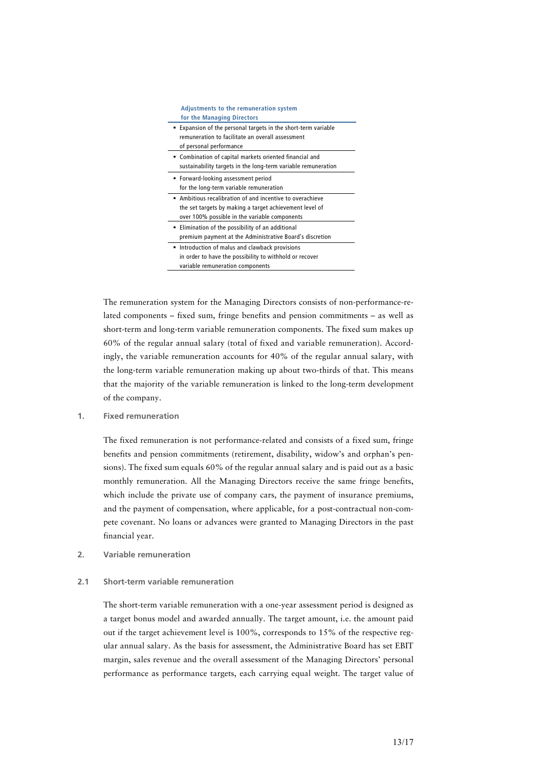| Adjustments to the remuneration system for the Managing Directors |
|---|
| ▪ Expansion of the personal targets in the short-term variable remuneration to facilitate an overall assessment of personal performance |
| ▪ Combination of capital markets oriented financial and sustainability targets in the long-term variable remuneration |
| ▪ Forward-looking assessment period for the long-term variable remuneration |
| ▪ Ambitious recalibration of and incentive to overachieve the set targets by making a target achievement level of over 100% possible in the variable components |
| ▪ Elimination of the possibility of an additional premium payment at the Administrative Board's discretion |
| ▪ Introduction of malus and clawback provisions in order to have the possibility to withhold or recover variable remuneration components |

The remuneration system for the Managing Directors consists of non-performance-related components – fixed sum, fringe benefits and pension commitments – as well as short-term and long-term variable remuneration components. The fixed sum makes up 60% of the regular annual salary (total of fixed and variable remuneration). Accordingly, the variable remuneration accounts for 40% of the regular annual salary, with the long-term variable remuneration making up about two-thirds of that. This means that the majority of the variable remuneration is linked to the long-term development of the company.

## 1. Fixed remuneration

The fixed remuneration is not performance-related and consists of a fixed sum, fringe benefits and pension commitments (retirement, disability, widow's and orphan's pensions). The fixed sum equals 60% of the regular annual salary and is paid out as a basic monthly remuneration. All the Managing Directors receive the same fringe benefits, which include the private use of company cars, the payment of insurance premiums, and the payment of compensation, where applicable, for a post-contractual non-compete covenant. No loans or advances were granted to Managing Directors in the past financial year.

## 2. Variable remuneration

### 2.1 Short-term variable remuneration

The short-term variable remuneration with a one-year assessment period is designed as a target bonus model and awarded annually. The target amount, i.e. the amount paid out if the target achievement level is 100%, corresponds to 15% of the respective regular annual salary. As the basis for assessment, the Administrative Board has set EBIT margin, sales revenue and the overall assessment of the Managing Directors' personal performance as performance targets, each carrying equal weight. The target value of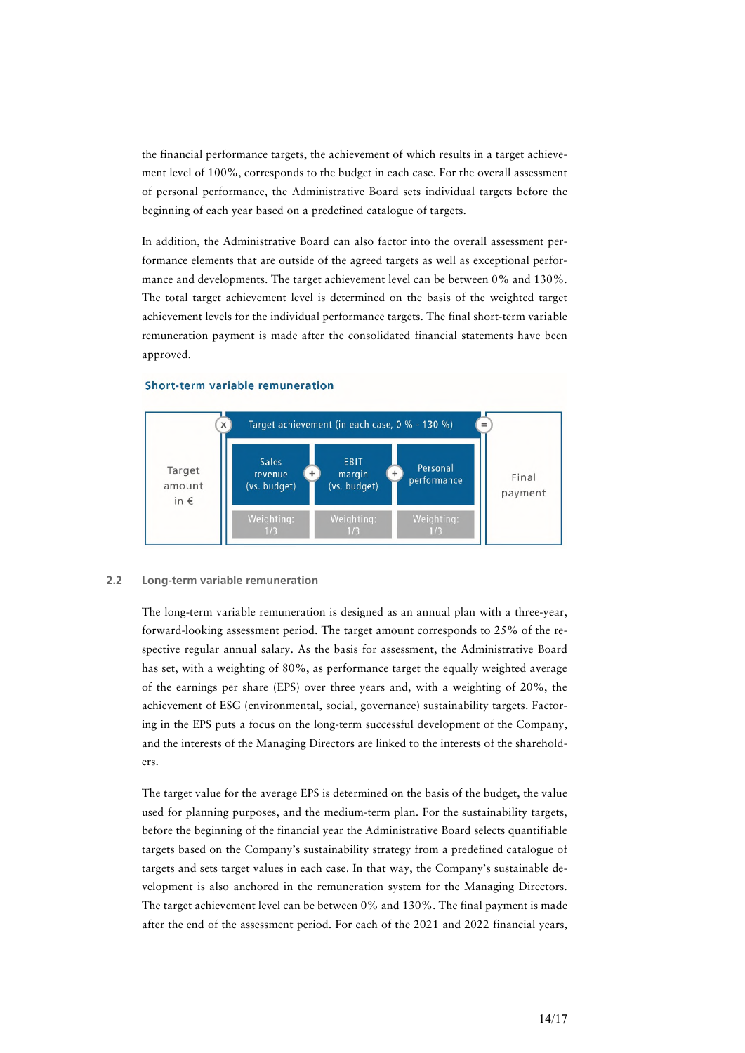the financial performance targets, the achievement of which results in a target achievement level of 100%, corresponds to the budget in each case. For the overall assessment of personal performance, the Administrative Board sets individual targets before the beginning of each year based on a predefined catalogue of targets.

In addition, the Administrative Board can also factor into the overall assessment performance elements that are outside of the agreed targets as well as exceptional performance and developments. The target achievement level can be between 0% and 130%. The total target achievement level is determined on the basis of the weighted target achievement levels for the individual performance targets. The final short-term variable remuneration payment is made after the consolidated financial statements have been approved.

**Short-term variable remuneration**

| Target amount in € | x | Target achievement (in each case, 0 % - 130 %) | | | = | Final payment |
|---|---|---|---|---|---|---|
| | | Sales revenue (vs. budget) | + EBIT margin (vs. budget) | + Personal performance | | |
| | | Weighting: 1/3 | Weighting: 1/3 | Weighting: 1/3 | | |

### 2.2 Long-term variable remuneration

The long-term variable remuneration is designed as an annual plan with a three-year, forward-looking assessment period. The target amount corresponds to 25% of the respective regular annual salary. As the basis for assessment, the Administrative Board has set, with a weighting of 80%, as performance target the equally weighted average of the earnings per share (EPS) over three years and, with a weighting of 20%, the achievement of ESG (environmental, social, governance) sustainability targets. Factoring in the EPS puts a focus on the long-term successful development of the Company, and the interests of the Managing Directors are linked to the interests of the shareholders.

The target value for the average EPS is determined on the basis of the budget, the value used for planning purposes, and the medium-term plan. For the sustainability targets, before the beginning of the financial year the Administrative Board selects quantifiable targets based on the Company's sustainability strategy from a predefined catalogue of targets and sets target values in each case. In that way, the Company's sustainable development is also anchored in the remuneration system for the Managing Directors. The target achievement level can be between 0% and 130%. The final payment is made after the end of the assessment period. For each of the 2021 and 2022 financial years,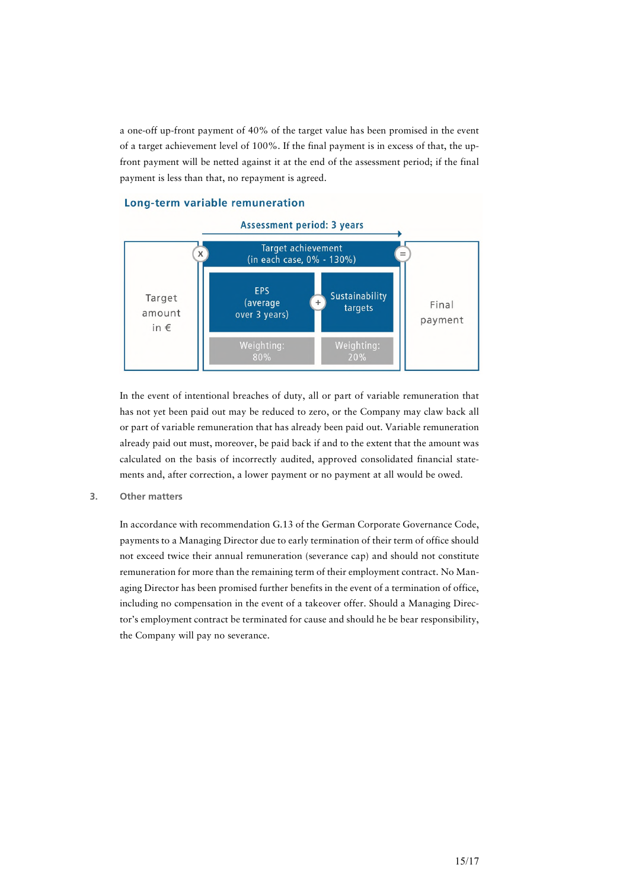a one-off up-front payment of 40% of the target value has been promised in the event of a target achievement level of 100%. If the final payment is in excess of that, the up-front payment will be netted against it at the end of the assessment period; if the final payment is less than that, no repayment is agreed.

**Long-term variable remuneration**

Assessment period: 3 years

Target amount in € × Target achievement (in each case, 0% - 130%): EPS (average over 3 years), Weighting: 80% + Sustainability targets, Weighting: 20% = Final payment

In the event of intentional breaches of duty, all or part of variable remuneration that has not yet been paid out may be reduced to zero, or the Company may claw back all or part of variable remuneration that has already been paid out. Variable remuneration already paid out must, moreover, be paid back if and to the extent that the amount was calculated on the basis of incorrectly audited, approved consolidated financial statements and, after correction, a lower payment or no payment at all would be owed.

## 3. Other matters

In accordance with recommendation G.13 of the German Corporate Governance Code, payments to a Managing Director due to early termination of their term of office should not exceed twice their annual remuneration (severance cap) and should not constitute remuneration for more than the remaining term of their employment contract. No Managing Director has been promised further benefits in the event of a termination of office, including no compensation in the event of a takeover offer. Should a Managing Director's employment contract be terminated for cause and should he be bear responsibility, the Company will pay no severance.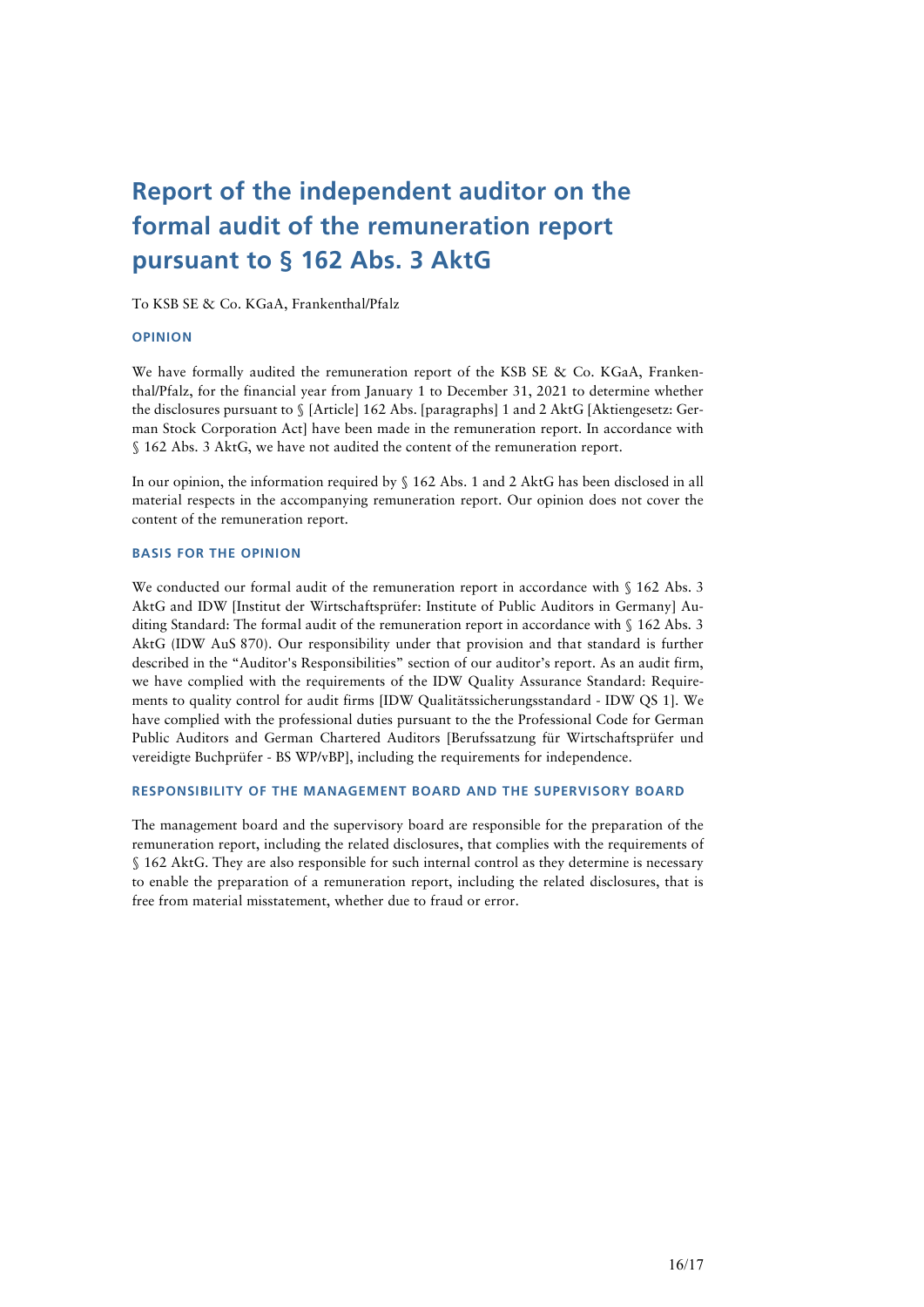# Report of the independent auditor on the formal audit of the remuneration report pursuant to § 162 Abs. 3 AktG

To KSB SE & Co. KGaA, Frankenthal/Pfalz

## OPINION

We have formally audited the remuneration report of the KSB SE & Co. KGaA, Frankenthal/Pfalz, for the financial year from January 1 to December 31, 2021 to determine whether the disclosures pursuant to § [Article] 162 Abs. [paragraphs] 1 and 2 AktG [Aktiengesetz: German Stock Corporation Act] have been made in the remuneration report. In accordance with § 162 Abs. 3 AktG, we have not audited the content of the remuneration report.

In our opinion, the information required by § 162 Abs. 1 and 2 AktG has been disclosed in all material respects in the accompanying remuneration report. Our opinion does not cover the content of the remuneration report.

## BASIS FOR THE OPINION

We conducted our formal audit of the remuneration report in accordance with § 162 Abs. 3 AktG and IDW [Institut der Wirtschaftsprüfer: Institute of Public Auditors in Germany] Auditing Standard: The formal audit of the remuneration report in accordance with § 162 Abs. 3 AktG (IDW AuS 870). Our responsibility under that provision and that standard is further described in the "Auditor's Responsibilities" section of our auditor's report. As an audit firm, we have complied with the requirements of the IDW Quality Assurance Standard: Requirements to quality control for audit firms [IDW Qualitätssicherungsstandard - IDW QS 1]. We have complied with the professional duties pursuant to the the Professional Code for German Public Auditors and German Chartered Auditors [Berufssatzung für Wirtschaftsprüfer und vereidigte Buchprüfer - BS WP/vBP], including the requirements for independence.

## RESPONSIBILITY OF THE MANAGEMENT BOARD AND THE SUPERVISORY BOARD

The management board and the supervisory board are responsible for the preparation of the remuneration report, including the related disclosures, that complies with the requirements of § 162 AktG. They are also responsible for such internal control as they determine is necessary to enable the preparation of a remuneration report, including the related disclosures, that is free from material misstatement, whether due to fraud or error.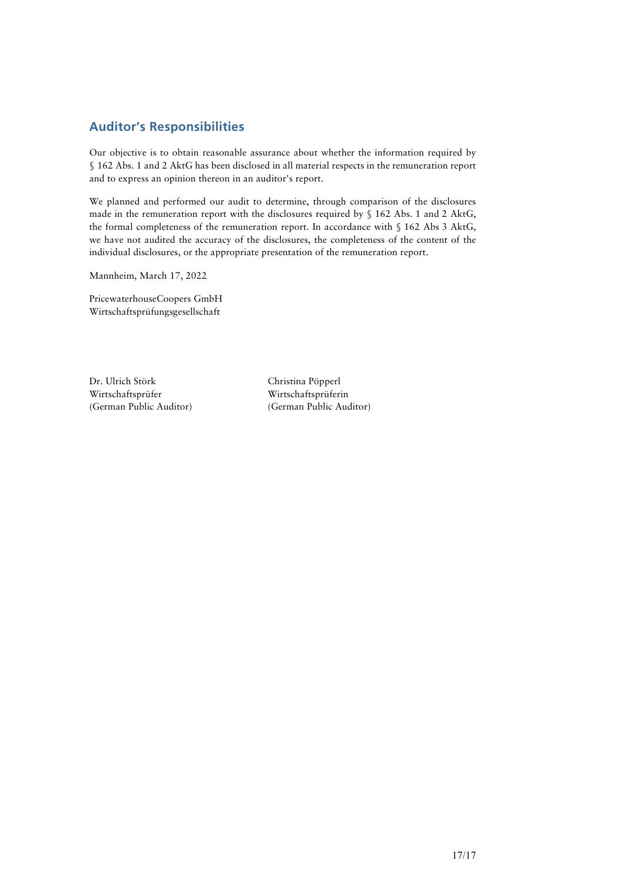## Auditor's Responsibilities

Our objective is to obtain reasonable assurance about whether the information required by § 162 Abs. 1 and 2 AktG has been disclosed in all material respects in the remuneration report and to express an opinion thereon in an auditor's report.

We planned and performed our audit to determine, through comparison of the disclosures made in the remuneration report with the disclosures required by § 162 Abs. 1 and 2 AktG, the formal completeness of the remuneration report. In accordance with § 162 Abs 3 AktG, we have not audited the accuracy of the disclosures, the completeness of the content of the individual disclosures, or the appropriate presentation of the remuneration report.

Mannheim, March 17, 2022

PricewaterhouseCoopers GmbH
Wirtschaftsprüfungsgesellschaft

Dr. Ulrich Störk
Wirtschaftsprüfer
(German Public Auditor)

Christina Pöpperl
Wirtschaftsprüferin
(German Public Auditor)